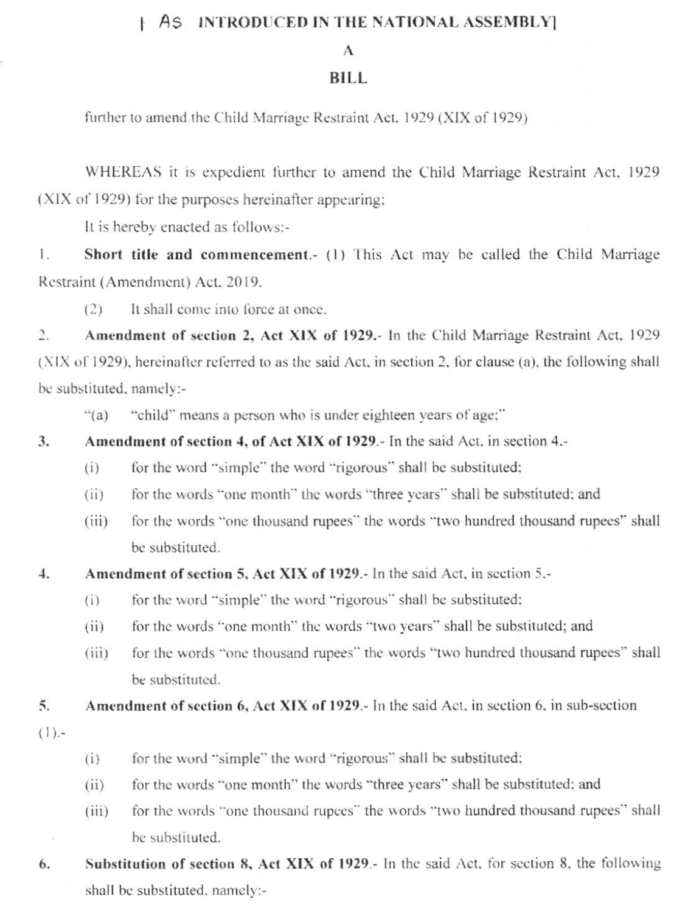[AS INTRODUCED IN THE NATIONAL ASSEMBLY]

# A

# BILL

further to amend the Child Marriage Restraint Act, 1929 (XIX of 1929)

WHEREAS it is expedient further to amend the Child Marriage Restraint Act, 1929 (XIX of 1929) for the purposes hereinafter appearing;

It is hereby enacted as follows:-

1. **Short title and commencement.**- (1) This Act may be called the Child Marriage Restraint (Amendment) Act, 2019.

   (2) It shall come into force at once.

2. **Amendment of section 2, Act XIX of 1929.**- In the Child Marriage Restraint Act, 1929 (XIX of 1929), hereinafter referred to as the said Act, in section 2, for clause (a), the following shall be substituted, namely:-

   "(a) "child" means a person who is under eighteen years of age;"

3. **Amendment of section 4, of Act XIX of 1929.**- In the said Act, in section 4.-

   (i) for the word "simple" the word "rigorous" shall be substituted;

   (ii) for the words "one month" the words "three years" shall be substituted; and

   (iii) for the words "one thousand rupees" the words "two hundred thousand rupees" shall be substituted.

4. **Amendment of section 5, Act XIX of 1929.**- In the said Act, in section 5,-

   (i) for the word "simple" the word "rigorous" shall be substituted;

   (ii) for the words "one month" the words "two years" shall be substituted; and

   (iii) for the words "one thousand rupees" the words "two hundred thousand rupees" shall be substituted.

5. **Amendment of section 6, Act XIX of 1929.**- In the said Act, in section 6, in sub-section (1).-

   (i) for the word "simple" the word "rigorous" shall be substituted;

   (ii) for the words "one month" the words "three years" shall be substituted; and

   (iii) for the words "one thousand rupees" the words "two hundred thousand rupees" shall be substituted.

6. **Substitution of section 8, Act XIX of 1929.**- In the said Act, for section 8, the following shall be substituted, namely:-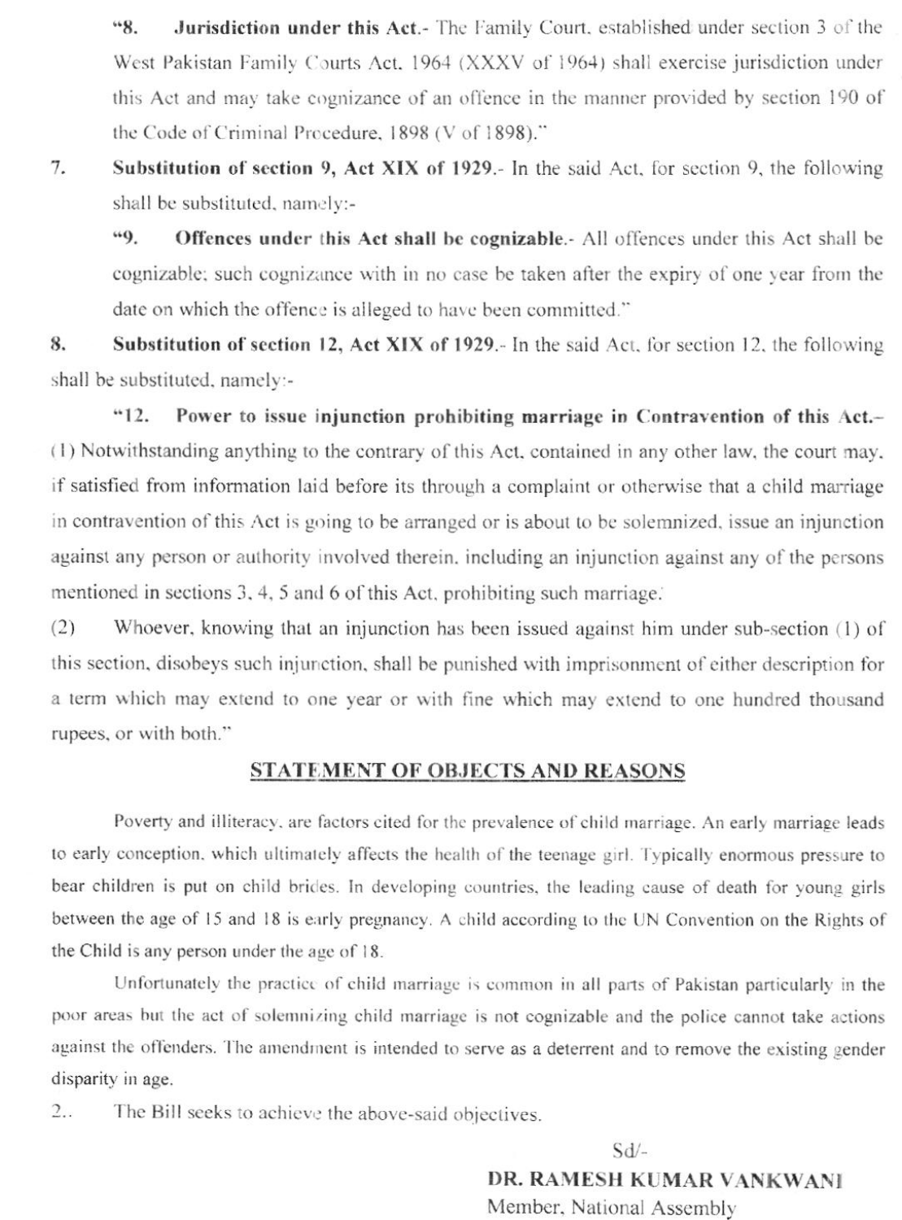"8. **Jurisdiction under this Act.**- The Family Court, established under section 3 of the West Pakistan Family Courts Act, 1964 (XXXV of 1964) shall exercise jurisdiction under this Act and may take cognizance of an offence in the manner provided by section 190 of the Code of Criminal Procedure, 1898 (V of 1898)."

7. **Substitution of section 9, Act XIX of 1929.**- In the said Act, for section 9, the following shall be substituted, namely:-

"9. **Offences under this Act shall be cognizable.**- All offences under this Act shall be cognizable; such cognizance with in no case be taken after the expiry of one year from the date on which the offence is alleged to have been committed."

8. **Substitution of section 12, Act XIX of 1929.**- In the said Act, for section 12, the following shall be substituted, namely:-

"12. **Power to issue injunction prohibiting marriage in Contravention of this Act.**– (1) Notwithstanding anything to the contrary of this Act, contained in any other law, the court may, if satisfied from information laid before its through a complaint or otherwise that a child marriage in contravention of this Act is going to be arranged or is about to be solemnized, issue an injunction against any person or authority involved therein, including an injunction against any of the persons mentioned in sections 3, 4, 5 and 6 of this Act, prohibiting such marriage.

(2) Whoever, knowing that an injunction has been issued against him under sub-section (1) of this section, disobeys such injunction, shall be punished with imprisonment of either description for a term which may extend to one year or with fine which may extend to one hundred thousand rupees, or with both."

## STATEMENT OF OBJECTS AND REASONS

Poverty and illiteracy, are factors cited for the prevalence of child marriage. An early marriage leads to early conception, which ultimately affects the health of the teenage girl. Typically enormous pressure to bear children is put on child brides. In developing countries, the leading cause of death for young girls between the age of 15 and 18 is early pregnancy. A child according to the UN Convention on the Rights of the Child is any person under the age of 18.

Unfortunately the practice of child marriage is common in all parts of Pakistan particularly in the poor areas but the act of solemnizing child marriage is not cognizable and the police cannot take actions against the offenders. The amendment is intended to serve as a deterrent and to remove the existing gender disparity in age.

2.. The Bill seeks to achieve the above-said objectives.

Sd/-

**DR. RAMESH KUMAR VANKWANI**
Member, National Assembly